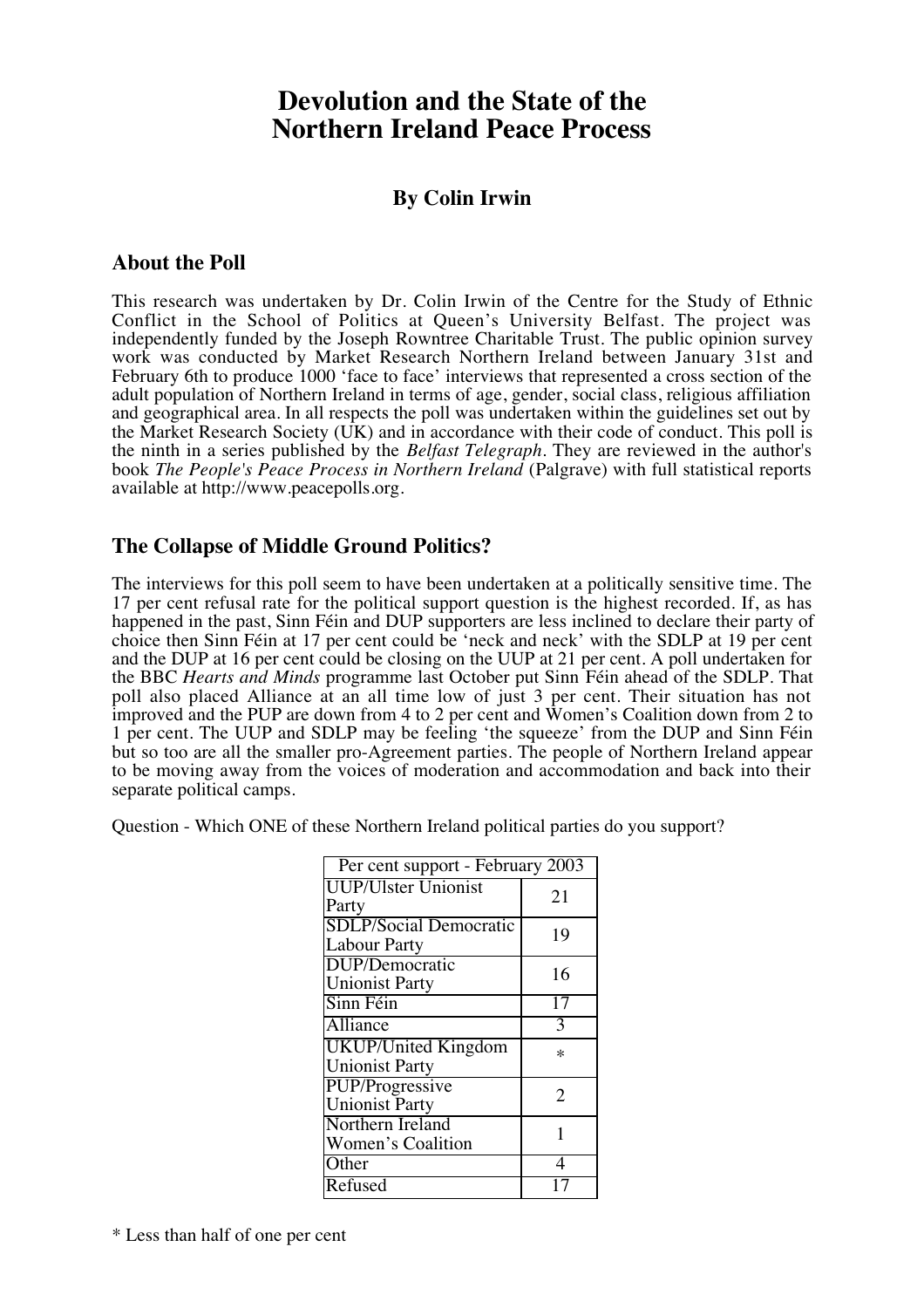# Devolution and the State of the Northern Ireland Peace Process

### By Colin Irwin

## About the Poll

This research was undertaken by Dr. Colin Irwin of the Centre for the Study of Ethnic Conflict in the School of Politics at Queen's University Belfast. The project was independently funded by the Joseph Rowntree Charitable Trust. The public opinion survey work was conducted by Market Research Northern Ireland between January 31st and February 6th to produce 1000 'face to face' interviews that represented a cross section of the adult population of Northern Ireland in terms of age, gender, social class, religious affiliation and geographical area. In all respects the poll was undertaken within the guidelines set out by the Market Research Society (UK) and in accordance with their code of conduct. This poll is the ninth in a series published by the *Belfast Telegraph*. They are reviewed in the author's book *The People's Peace Process in Northern Ireland* (Palgrave) with full statistical reports available at http://www.peacepolls.org.

## The Collapse of Middle Ground Politics?

The interviews for this poll seem to have been undertaken at a politically sensitive time. The 17 per cent refusal rate for the political support question is the highest recorded. If, as has happened in the past, Sinn Féin and DUP supporters are less inclined to declare their party of choice then Sinn Féin at 17 per cent could be 'neck and neck' with the SDLP at 19 per cent and the DUP at 16 per cent could be closing on the UUP at 21 per cent. A poll undertaken for the BBC *Hearts and Minds* programme last October put Sinn Féin ahead of the SDLP. That poll also placed Alliance at an all time low of just 3 per cent. Their situation has not improved and the PUP are down from 4 to 2 per cent and Women's Coalition down from 2 to 1 per cent. The UUP and SDLP may be feeling 'the squeeze' from the DUP and Sinn Féin but so too are all the smaller pro-Agreement parties. The people of Northern Ireland appear to be moving away from the voices of moderation and accommodation and back into their separate political camps.

Question - Which ONE of these Northern Ireland political parties do you support?

| Per cent support - February 2003 | |
|---|---|
| UUP/Ulster Unionist Party | 21 |
| SDLP/Social Democratic Labour Party | 19 |
| DUP/Democratic Unionist Party | 16 |
| Sinn Féin | 17 |
| Alliance | 3 |
| UKUP/United Kingdom Unionist Party | * |
| PUP/Progressive Unionist Party | 2 |
| Northern Ireland Women's Coalition | 1 |
| Other | 4 |
| Refused | 17 |

* Less than half of one per cent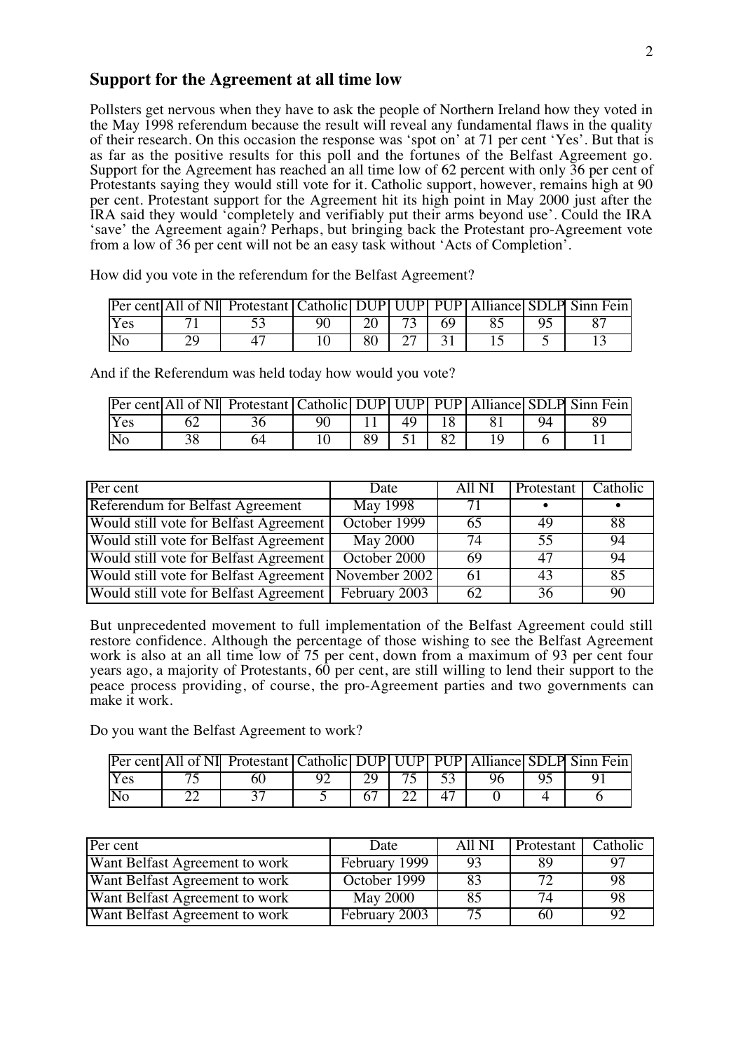## Support for the Agreement at all time low

Pollsters get nervous when they have to ask the people of Northern Ireland how they voted in the May 1998 referendum because the result will reveal any fundamental flaws in the quality of their research. On this occasion the response was 'spot on' at 71 per cent 'Yes'. But that is as far as the positive results for this poll and the fortunes of the Belfast Agreement go. Support for the Agreement has reached an all time low of 62 percent with only 36 per cent of Protestants saying they would still vote for it. Catholic support, however, remains high at 90 per cent. Protestant support for the Agreement hit its high point in May 2000 just after the IRA said they would 'completely and verifiably put their arms beyond use'. Could the IRA 'save' the Agreement again? Perhaps, but bringing back the Protestant pro-Agreement vote from a low of 36 per cent will not be an easy task without 'Acts of Completion'.

How did you vote in the referendum for the Belfast Agreement?

| Per cent | All of NI | Protestant | Catholic | DUP | UUP | PUP | Alliance | SDLP | Sinn Fein |
|---|---|---|---|---|---|---|---|---|---|
| Yes | 71 | 53 | 90 | 20 | 73 | 69 | 85 | 95 | 87 |
| No | 29 | 47 | 10 | 80 | 27 | 31 | 15 | 5 | 13 |

And if the Referendum was held today how would you vote?

| Per cent | All of NI | Protestant | Catholic | DUP | UUP | PUP | Alliance | SDLP | Sinn Fein |
|---|---|---|---|---|---|---|---|---|---|
| Yes | 62 | 36 | 90 | 11 | 49 | 18 | 81 | 94 | 89 |
| No | 38 | 64 | 10 | 89 | 51 | 82 | 19 | 6 | 11 |

| Per cent | Date | All NI | Protestant | Catholic |
|---|---|---|---|---|
| Referendum for Belfast Agreement | May 1998 | 71 | • | • |
| Would still vote for Belfast Agreement | October 1999 | 65 | 49 | 88 |
| Would still vote for Belfast Agreement | May 2000 | 74 | 55 | 94 |
| Would still vote for Belfast Agreement | October 2000 | 69 | 47 | 94 |
| Would still vote for Belfast Agreement | November 2002 | 61 | 43 | 85 |
| Would still vote for Belfast Agreement | February 2003 | 62 | 36 | 90 |

But unprecedented movement to full implementation of the Belfast Agreement could still restore confidence. Although the percentage of those wishing to see the Belfast Agreement work is also at an all time low of 75 per cent, down from a maximum of 93 per cent four years ago, a majority of Protestants, 60 per cent, are still willing to lend their support to the peace process providing, of course, the pro-Agreement parties and two governments can make it work.

Do you want the Belfast Agreement to work?

| Per cent | All of NI | Protestant | Catholic | DUP | UUP | PUP | Alliance | SDLP | Sinn Fein |
|---|---|---|---|---|---|---|---|---|---|
| Yes | 75 | 60 | 92 | 29 | 75 | 53 | 96 | 95 | 91 |
| No | 22 | 37 | 5 | 67 | 22 | 47 | 0 | 4 | 6 |

| Per cent | Date | All NI | Protestant | Catholic |
|---|---|---|---|---|
| Want Belfast Agreement to work | February 1999 | 93 | 89 | 97 |
| Want Belfast Agreement to work | October 1999 | 83 | 72 | 98 |
| Want Belfast Agreement to work | May 2000 | 85 | 74 | 98 |
| Want Belfast Agreement to work | February 2003 | 75 | 60 | 92 |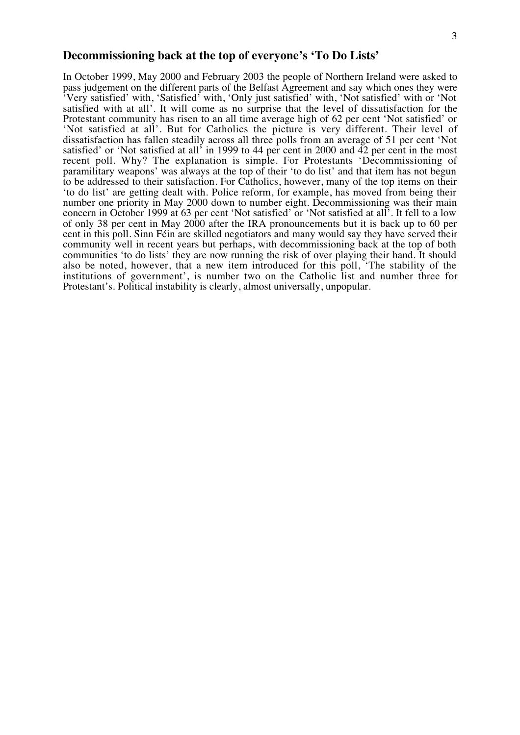## Decommissioning back at the top of everyone's 'To Do Lists'

In October 1999, May 2000 and February 2003 the people of Northern Ireland were asked to pass judgement on the different parts of the Belfast Agreement and say which ones they were 'Very satisfied' with, 'Satisfied' with, 'Only just satisfied' with, 'Not satisfied' with or 'Not satisfied with at all'. It will come as no surprise that the level of dissatisfaction for the Protestant community has risen to an all time average high of 62 per cent 'Not satisfied' or 'Not satisfied at all'. But for Catholics the picture is very different. Their level of dissatisfaction has fallen steadily across all three polls from an average of 51 per cent 'Not satisfied' or 'Not satisfied at all' in 1999 to 44 per cent in 2000 and 42 per cent in the most recent poll. Why? The explanation is simple. For Protestants 'Decommissioning of paramilitary weapons' was always at the top of their 'to do list' and that item has not begun to be addressed to their satisfaction. For Catholics, however, many of the top items on their 'to do list' are getting dealt with. Police reform, for example, has moved from being their number one priority in May 2000 down to number eight. Decommissioning was their main concern in October 1999 at 63 per cent 'Not satisfied' or 'Not satisfied at all'. It fell to a low of only 38 per cent in May 2000 after the IRA pronouncements but it is back up to 60 per cent in this poll. Sinn Féin are skilled negotiators and many would say they have served their community well in recent years but perhaps, with decommissioning back at the top of both communities 'to do lists' they are now running the risk of over playing their hand. It should also be noted, however, that a new item introduced for this poll, 'The stability of the institutions of government', is number two on the Catholic list and number three for Protestant's. Political instability is clearly, almost universally, unpopular.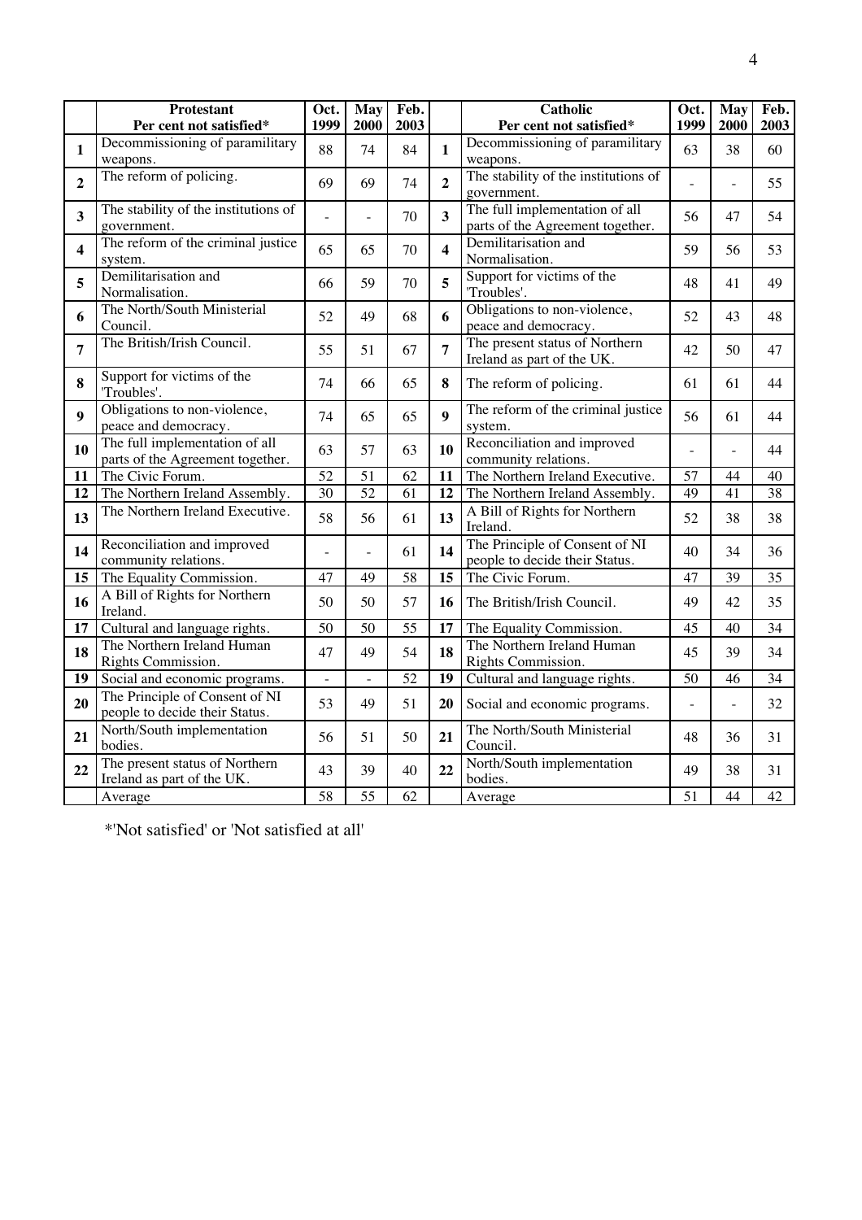| | Protestant<br>Per cent not satisfied* | Oct. 1999 | May 2000 | Feb. 2003 | | Catholic<br>Per cent not satisfied* | Oct. 1999 | May 2000 | Feb. 2003 |
|---|---|---|---|---|---|---|---|---|---|
| **1** | Decommissioning of paramilitary weapons. | 88 | 74 | 84 | **1** | Decommissioning of paramilitary weapons. | 63 | 38 | 60 |
| **2** | The reform of policing. | 69 | 69 | 74 | **2** | The stability of the institutions of government. | - | - | 55 |
| **3** | The stability of the institutions of government. | - | - | 70 | **3** | The full implementation of all parts of the Agreement together. | 56 | 47 | 54 |
| **4** | The reform of the criminal justice system. | 65 | 65 | 70 | **4** | Demilitarisation and Normalisation. | 59 | 56 | 53 |
| **5** | Demilitarisation and Normalisation. | 66 | 59 | 70 | **5** | Support for victims of the 'Troubles'. | 48 | 41 | 49 |
| **6** | The North/South Ministerial Council. | 52 | 49 | 68 | **6** | Obligations to non-violence, peace and democracy. | 52 | 43 | 48 |
| **7** | The British/Irish Council. | 55 | 51 | 67 | **7** | The present status of Northern Ireland as part of the UK. | 42 | 50 | 47 |
| **8** | Support for victims of the 'Troubles'. | 74 | 66 | 65 | **8** | The reform of policing. | 61 | 61 | 44 |
| **9** | Obligations to non-violence, peace and democracy. | 74 | 65 | 65 | **9** | The reform of the criminal justice system. | 56 | 61 | 44 |
| **10** | The full implementation of all parts of the Agreement together. | 63 | 57 | 63 | **10** | Reconciliation and improved community relations. | - | - | 44 |
| **11** | The Civic Forum. | 52 | 51 | 62 | **11** | The Northern Ireland Executive. | 57 | 44 | 40 |
| **12** | The Northern Ireland Assembly. | 30 | 52 | 61 | **12** | The Northern Ireland Assembly. | 49 | 41 | 38 |
| **13** | The Northern Ireland Executive. | 58 | 56 | 61 | **13** | A Bill of Rights for Northern Ireland. | 52 | 38 | 38 |
| **14** | Reconciliation and improved community relations. | - | - | 61 | **14** | The Principle of Consent of NI people to decide their Status. | 40 | 34 | 36 |
| **15** | The Equality Commission. | 47 | 49 | 58 | **15** | The Civic Forum. | 47 | 39 | 35 |
| **16** | A Bill of Rights for Northern Ireland. | 50 | 50 | 57 | **16** | The British/Irish Council. | 49 | 42 | 35 |
| **17** | Cultural and language rights. | 50 | 50 | 55 | **17** | The Equality Commission. | 45 | 40 | 34 |
| **18** | The Northern Ireland Human Rights Commission. | 47 | 49 | 54 | **18** | The Northern Ireland Human Rights Commission. | 45 | 39 | 34 |
| **19** | Social and economic programs. | - | - | 52 | **19** | Cultural and language rights. | 50 | 46 | 34 |
| **20** | The Principle of Consent of NI people to decide their Status. | 53 | 49 | 51 | **20** | Social and economic programs. | - | - | 32 |
| **21** | North/South implementation bodies. | 56 | 51 | 50 | **21** | The North/South Ministerial Council. | 48 | 36 | 31 |
| **22** | The present status of Northern Ireland as part of the UK. | 43 | 39 | 40 | **22** | North/South implementation bodies. | 49 | 38 | 31 |
| | Average | 58 | 55 | 62 | | Average | 51 | 44 | 42 |

*'Not satisfied' or 'Not satisfied at all'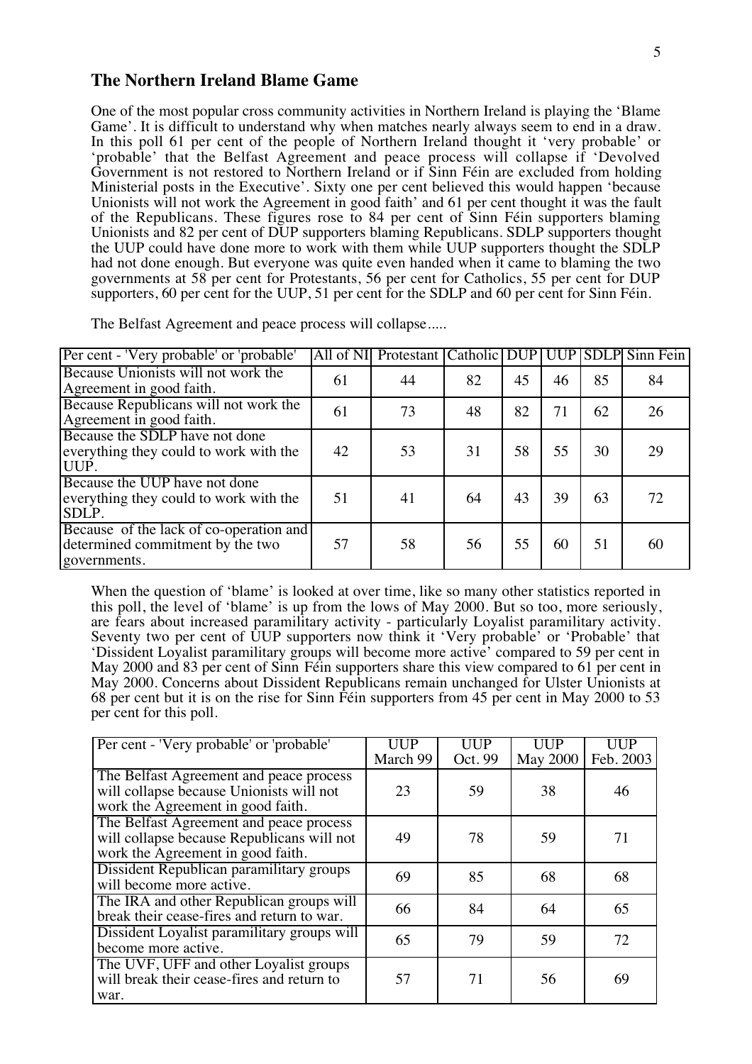## The Northern Ireland Blame Game

One of the most popular cross community activities in Northern Ireland is playing the 'Blame Game'. It is difficult to understand why when matches nearly always seem to end in a draw. In this poll 61 per cent of the people of Northern Ireland thought it 'very probable' or 'probable' that the Belfast Agreement and peace process will collapse if 'Devolved Government is not restored to Northern Ireland or if Sinn Féin are excluded from holding Ministerial posts in the Executive'. Sixty one per cent believed this would happen 'because Unionists will not work the Agreement in good faith' and 61 per cent thought it was the fault of the Republicans. These figures rose to 84 per cent of Sinn Féin supporters blaming Unionists and 82 per cent of DUP supporters blaming Republicans. SDLP supporters thought the UUP could have done more to work with them while UUP supporters thought the SDLP had not done enough. But everyone was quite even handed when it came to blaming the two governments at 58 per cent for Protestants, 56 per cent for Catholics, 55 per cent for DUP supporters, 60 per cent for the UUP, 51 per cent for the SDLP and 60 per cent for Sinn Féin.

The Belfast Agreement and peace process will collapse.....

| Per cent - 'Very probable' or 'probable' | All of NI | Protestant | Catholic | DUP | UUP | SDLP | Sinn Fein |
|---|---|---|---|---|---|---|---|
| Because Unionists will not work the Agreement in good faith. | 61 | 44 | 82 | 45 | 46 | 85 | 84 |
| Because Republicans will not work the Agreement in good faith. | 61 | 73 | 48 | 82 | 71 | 62 | 26 |
| Because the SDLP have not done everything they could to work with the UUP. | 42 | 53 | 31 | 58 | 55 | 30 | 29 |
| Because the UUP have not done everything they could to work with the SDLP. | 51 | 41 | 64 | 43 | 39 | 63 | 72 |
| Because of the lack of co-operation and determined commitment by the two governments. | 57 | 58 | 56 | 55 | 60 | 51 | 60 |

When the question of 'blame' is looked at over time, like so many other statistics reported in this poll, the level of 'blame' is up from the lows of May 2000. But so too, more seriously, are fears about increased paramilitary activity - particularly Loyalist paramilitary activity. Seventy two per cent of UUP supporters now think it 'Very probable' or 'Probable' that 'Dissident Loyalist paramilitary groups will become more active' compared to 59 per cent in May 2000 and 83 per cent of Sinn Féin supporters share this view compared to 61 per cent in May 2000. Concerns about Dissident Republicans remain unchanged for Ulster Unionists at 68 per cent but it is on the rise for Sinn Féin supporters from 45 per cent in May 2000 to 53 per cent for this poll.

| Per cent - 'Very probable' or 'probable' | UUP March 99 | UUP Oct. 99 | UUP May 2000 | UUP Feb. 2003 |
|---|---|---|---|---|
| The Belfast Agreement and peace process will collapse because Unionists will not work the Agreement in good faith. | 23 | 59 | 38 | 46 |
| The Belfast Agreement and peace process will collapse because Republicans will not work the Agreement in good faith. | 49 | 78 | 59 | 71 |
| Dissident Republican paramilitary groups will become more active. | 69 | 85 | 68 | 68 |
| The IRA and other Republican groups will break their cease-fires and return to war. | 66 | 84 | 64 | 65 |
| Dissident Loyalist paramilitary groups will become more active. | 65 | 79 | 59 | 72 |
| The UVF, UFF and other Loyalist groups will break their cease-fires and return to war. | 57 | 71 | 56 | 69 |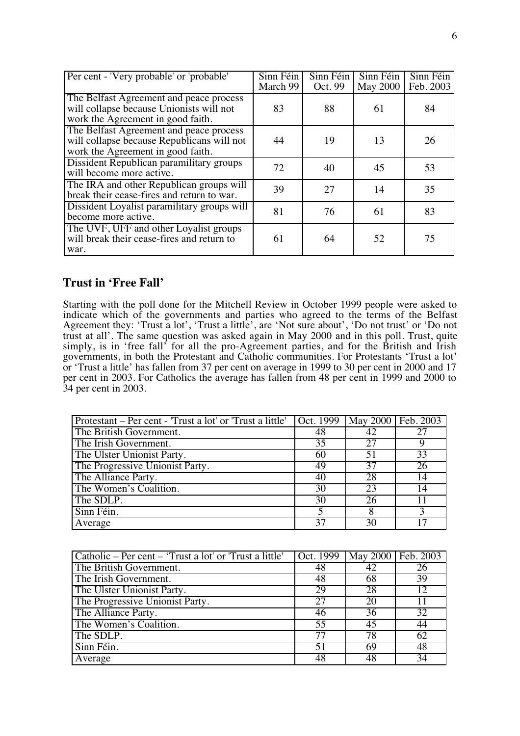| Per cent - 'Very probable' or 'probable' | Sinn Féin March 99 | Sinn Féin Oct. 99 | Sinn Féin May 2000 | Sinn Féin Feb. 2003 |
|---|---|---|---|---|
| The Belfast Agreement and peace process will collapse because Unionists will not work the Agreement in good faith. | 83 | 88 | 61 | 84 |
| The Belfast Agreement and peace process will collapse because Republicans will not work the Agreement in good faith. | 44 | 19 | 13 | 26 |
| Dissident Republican paramilitary groups will become more active. | 72 | 40 | 45 | 53 |
| The IRA and other Republican groups will break their cease-fires and return to war. | 39 | 27 | 14 | 35 |
| Dissident Loyalist paramilitary groups will become more active. | 81 | 76 | 61 | 83 |
| The UVF, UFF and other Loyalist groups will break their cease-fires and return to war. | 61 | 64 | 52 | 75 |

## Trust in 'Free Fall'

Starting with the poll done for the Mitchell Review in October 1999 people were asked to indicate which of the governments and parties who agreed to the terms of the Belfast Agreement they: 'Trust a lot', 'Trust a little', are 'Not sure about', 'Do not trust' or 'Do not trust at all'. The same question was asked again in May 2000 and in this poll. Trust, quite simply, is in 'free fall' for all the pro-Agreement parties, and for the British and Irish governments, in both the Protestant and Catholic communities. For Protestants 'Trust a lot' or 'Trust a little' has fallen from 37 per cent on average in 1999 to 30 per cent in 2000 and 17 per cent in 2003. For Catholics the average has fallen from 48 per cent in 1999 and 2000 to 34 per cent in 2003.

| Protestant – Per cent - 'Trust a lot' or 'Trust a little' | Oct. 1999 | May 2000 | Feb. 2003 |
|---|---|---|---|
| The British Government. | 48 | 42 | 27 |
| The Irish Government. | 35 | 27 | 9 |
| The Ulster Unionist Party. | 60 | 51 | 33 |
| The Progressive Unionist Party. | 49 | 37 | 26 |
| The Alliance Party. | 40 | 28 | 14 |
| The Women's Coalition. | 30 | 23 | 14 |
| The SDLP. | 30 | 26 | 11 |
| Sinn Féin. | 5 | 8 | 3 |
| Average | 37 | 30 | 17 |

| Catholic – Per cent – 'Trust a lot' or 'Trust a little' | Oct. 1999 | May 2000 | Feb. 2003 |
|---|---|---|---|
| The British Government. | 48 | 42 | 26 |
| The Irish Government. | 48 | 68 | 39 |
| The Ulster Unionist Party. | 29 | 28 | 12 |
| The Progressive Unionist Party. | 27 | 20 | 11 |
| The Alliance Party. | 46 | 36 | 32 |
| The Women's Coalition. | 55 | 45 | 44 |
| The SDLP. | 77 | 78 | 62 |
| Sinn Féin. | 51 | 69 | 48 |
| Average | 48 | 48 | 34 |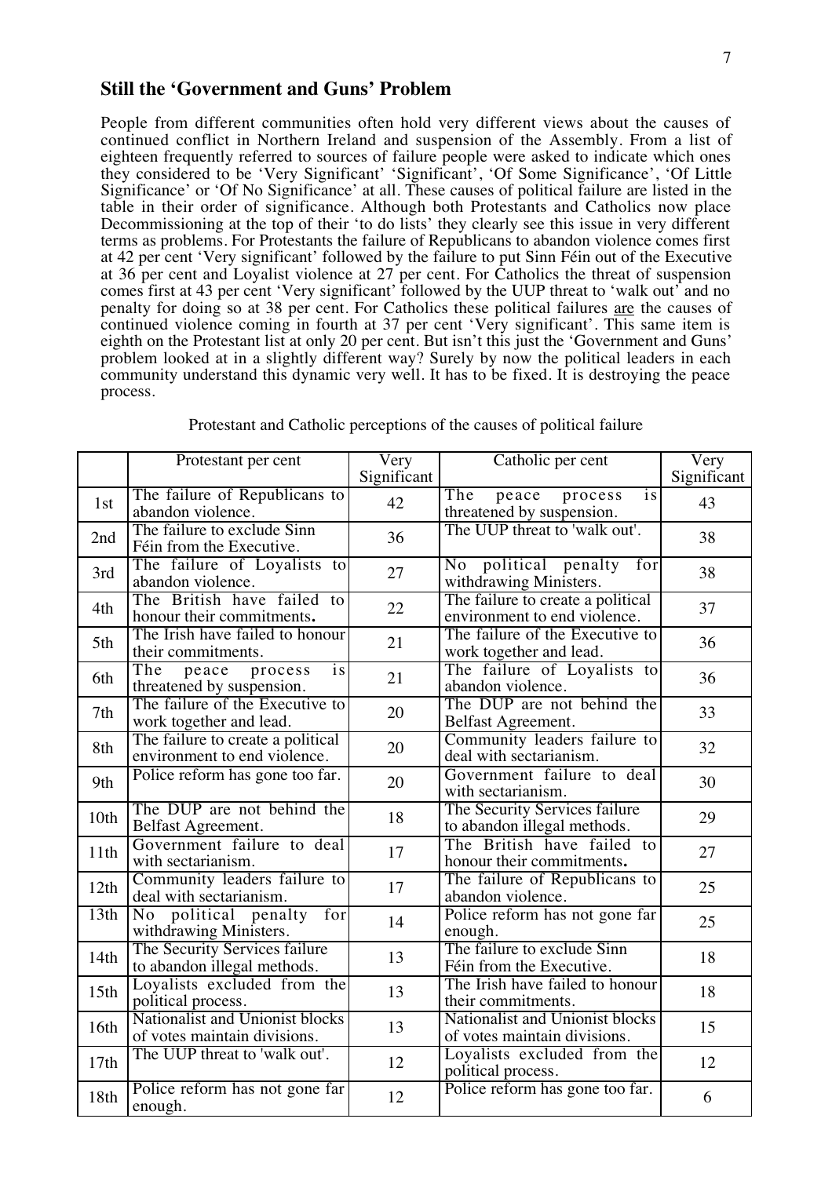## Still the 'Government and Guns' Problem

People from different communities often hold very different views about the causes of continued conflict in Northern Ireland and suspension of the Assembly. From a list of eighteen frequently referred to sources of failure people were asked to indicate which ones they considered to be 'Very Significant' 'Significant', 'Of Some Significance', 'Of Little Significance' or 'Of No Significance' at all. These causes of political failure are listed in the table in their order of significance. Although both Protestants and Catholics now place Decommissioning at the top of their 'to do lists' they clearly see this issue in very different terms as problems. For Protestants the failure of Republicans to abandon violence comes first at 42 per cent 'Very significant' followed by the failure to put Sinn Féin out of the Executive at 36 per cent and Loyalist violence at 27 per cent. For Catholics the threat of suspension comes first at 43 per cent 'Very significant' followed by the UUP threat to 'walk out' and no penalty for doing so at 38 per cent. For Catholics these political failures <u>are</u> the causes of continued violence coming in fourth at 37 per cent 'Very significant'. This same item is eighth on the Protestant list at only 20 per cent. But isn't this just the 'Government and Guns' problem looked at in a slightly different way? Surely by now the political leaders in each community understand this dynamic very well. It has to be fixed. It is destroying the peace process.

Protestant and Catholic perceptions of the causes of political failure

| | Protestant per cent | Very Significant | Catholic per cent | Very Significant |
|---|---|---|---|---|
| 1st | The failure of Republicans to abandon violence. | 42 | The peace process is threatened by suspension. | 43 |
| 2nd | The failure to exclude Sinn Féin from the Executive. | 36 | The UUP threat to 'walk out'. | 38 |
| 3rd | The failure of Loyalists to abandon violence. | 27 | No political penalty for withdrawing Ministers. | 38 |
| 4th | The British have failed to honour their commitments. | 22 | The failure to create a political environment to end violence. | 37 |
| 5th | The Irish have failed to honour their commitments. | 21 | The failure of the Executive to work together and lead. | 36 |
| 6th | The peace process is threatened by suspension. | 21 | The failure of Loyalists to abandon violence. | 36 |
| 7th | The failure of the Executive to work together and lead. | 20 | The DUP are not behind the Belfast Agreement. | 33 |
| 8th | The failure to create a political environment to end violence. | 20 | Community leaders failure to deal with sectarianism. | 32 |
| 9th | Police reform has gone too far. | 20 | Government failure to deal with sectarianism. | 30 |
| 10th | The DUP are not behind the Belfast Agreement. | 18 | The Security Services failure to abandon illegal methods. | 29 |
| 11th | Government failure to deal with sectarianism. | 17 | The British have failed to honour their commitments. | 27 |
| 12th | Community leaders failure to deal with sectarianism. | 17 | The failure of Republicans to abandon violence. | 25 |
| 13th | No political penalty for withdrawing Ministers. | 14 | Police reform has not gone far enough. | 25 |
| 14th | The Security Services failure to abandon illegal methods. | 13 | The failure to exclude Sinn Féin from the Executive. | 18 |
| 15th | Loyalists excluded from the political process. | 13 | The Irish have failed to honour their commitments. | 18 |
| 16th | Nationalist and Unionist blocks of votes maintain divisions. | 13 | Nationalist and Unionist blocks of votes maintain divisions. | 15 |
| 17th | The UUP threat to 'walk out'. | 12 | Loyalists excluded from the political process. | 12 |
| 18th | Police reform has not gone far enough. | 12 | Police reform has gone too far. | 6 |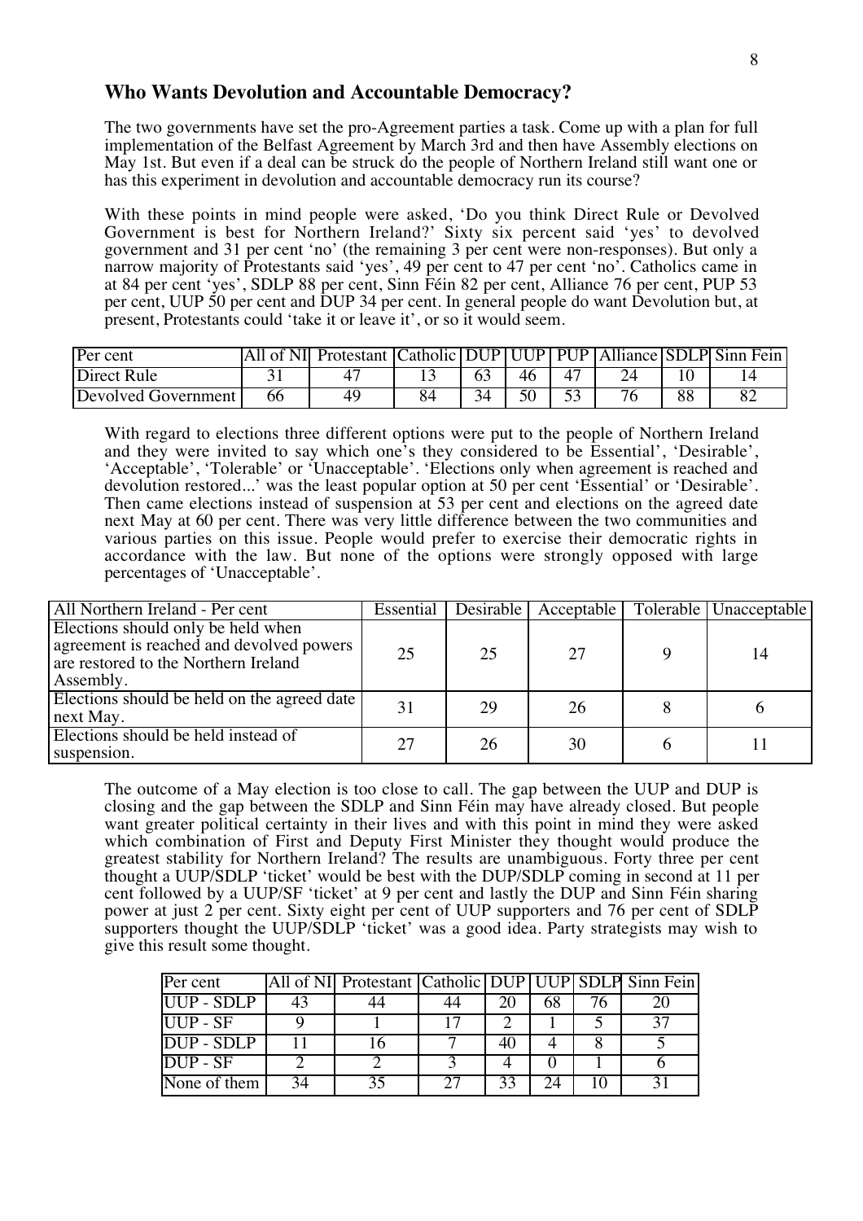## Who Wants Devolution and Accountable Democracy?

The two governments have set the pro-Agreement parties a task. Come up with a plan for full implementation of the Belfast Agreement by March 3rd and then have Assembly elections on May 1st. But even if a deal can be struck do the people of Northern Ireland still want one or has this experiment in devolution and accountable democracy run its course?

With these points in mind people were asked, 'Do you think Direct Rule or Devolved Government is best for Northern Ireland?' Sixty six percent said 'yes' to devolved government and 31 per cent 'no' (the remaining 3 per cent were non-responses). But only a narrow majority of Protestants said 'yes', 49 per cent to 47 per cent 'no'. Catholics came in at 84 per cent 'yes', SDLP 88 per cent, Sinn Féin 82 per cent, Alliance 76 per cent, PUP 53 per cent, UUP 50 per cent and DUP 34 per cent. In general people do want Devolution but, at present, Protestants could 'take it or leave it', or so it would seem.

| Per cent | All of NI | Protestant | Catholic | DUP | UUP | PUP | Alliance | SDLP | Sinn Fein |
|---|---|---|---|---|---|---|---|---|---|
| Direct Rule | 31 | 47 | 13 | 63 | 46 | 47 | 24 | 10 | 14 |
| Devolved Government | 66 | 49 | 84 | 34 | 50 | 53 | 76 | 88 | 82 |

With regard to elections three different options were put to the people of Northern Ireland and they were invited to say which one's they considered to be Essential', 'Desirable', 'Acceptable', 'Tolerable' or 'Unacceptable'. 'Elections only when agreement is reached and devolution restored...' was the least popular option at 50 per cent 'Essential' or 'Desirable'. Then came elections instead of suspension at 53 per cent and elections on the agreed date next May at 60 per cent. There was very little difference between the two communities and various parties on this issue. People would prefer to exercise their democratic rights in accordance with the law. But none of the options were strongly opposed with large percentages of 'Unacceptable'.

| All Northern Ireland - Per cent | Essential | Desirable | Acceptable | Tolerable | Unacceptable |
|---|---|---|---|---|---|
| Elections should only be held when agreement is reached and devolved powers are restored to the Northern Ireland Assembly. | 25 | 25 | 27 | 9 | 14 |
| Elections should be held on the agreed date next May. | 31 | 29 | 26 | 8 | 6 |
| Elections should be held instead of suspension. | 27 | 26 | 30 | 6 | 11 |

The outcome of a May election is too close to call. The gap between the UUP and DUP is closing and the gap between the SDLP and Sinn Féin may have already closed. But people want greater political certainty in their lives and with this point in mind they were asked which combination of First and Deputy First Minister they thought would produce the greatest stability for Northern Ireland? The results are unambiguous. Forty three per cent thought a UUP/SDLP 'ticket' would be best with the DUP/SDLP coming in second at 11 per cent followed by a UUP/SF 'ticket' at 9 per cent and lastly the DUP and Sinn Féin sharing power at just 2 per cent. Sixty eight per cent of UUP supporters and 76 per cent of SDLP supporters thought the UUP/SDLP 'ticket' was a good idea. Party strategists may wish to give this result some thought.

| Per cent | All of NI | Protestant | Catholic | DUP | UUP | SDLP | Sinn Fein |
|---|---|---|---|---|---|---|---|
| UUP - SDLP | 43 | 44 | 44 | 20 | 68 | 76 | 20 |
| UUP - SF | 9 | 1 | 17 | 2 | 1 | 5 | 37 |
| DUP - SDLP | 11 | 16 | 7 | 40 | 4 | 8 | 5 |
| DUP - SF | 2 | 2 | 3 | 4 | 0 | 1 | 6 |
| None of them | 34 | 35 | 27 | 33 | 24 | 10 | 31 |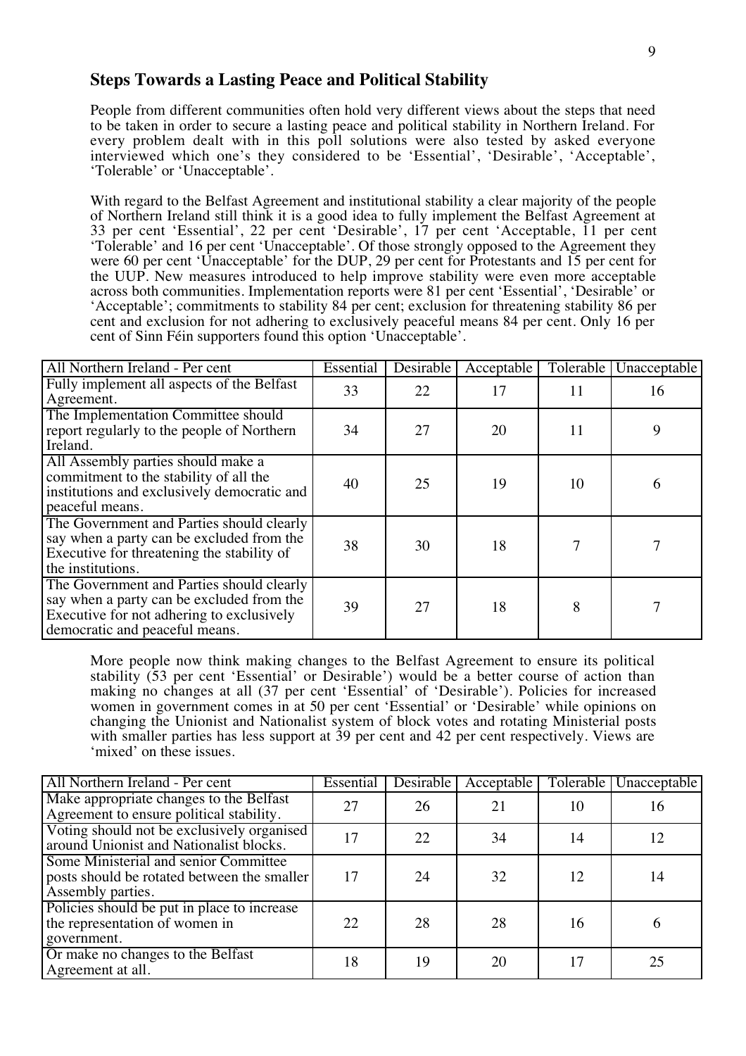## Steps Towards a Lasting Peace and Political Stability

People from different communities often hold very different views about the steps that need to be taken in order to secure a lasting peace and political stability in Northern Ireland. For every problem dealt with in this poll solutions were also tested by asked everyone interviewed which one's they considered to be 'Essential', 'Desirable', 'Acceptable', 'Tolerable' or 'Unacceptable'.

With regard to the Belfast Agreement and institutional stability a clear majority of the people of Northern Ireland still think it is a good idea to fully implement the Belfast Agreement at 33 per cent 'Essential', 22 per cent 'Desirable', 17 per cent 'Acceptable, 11 per cent 'Tolerable' and 16 per cent 'Unacceptable'. Of those strongly opposed to the Agreement they were 60 per cent 'Unacceptable' for the DUP, 29 per cent for Protestants and 15 per cent for the UUP. New measures introduced to help improve stability were even more acceptable across both communities. Implementation reports were 81 per cent 'Essential', 'Desirable' or 'Acceptable'; commitments to stability 84 per cent; exclusion for threatening stability 86 per cent and exclusion for not adhering to exclusively peaceful means 84 per cent. Only 16 per cent of Sinn Féin supporters found this option 'Unacceptable'.

| All Northern Ireland - Per cent | Essential | Desirable | Acceptable | Tolerable | Unacceptable |
|---|---|---|---|---|---|
| Fully implement all aspects of the Belfast Agreement. | 33 | 22 | 17 | 11 | 16 |
| The Implementation Committee should report regularly to the people of Northern Ireland. | 34 | 27 | 20 | 11 | 9 |
| All Assembly parties should make a commitment to the stability of all the institutions and exclusively democratic and peaceful means. | 40 | 25 | 19 | 10 | 6 |
| The Government and Parties should clearly say when a party can be excluded from the Executive for threatening the stability of the institutions. | 38 | 30 | 18 | 7 | 7 |
| The Government and Parties should clearly say when a party can be excluded from the Executive for not adhering to exclusively democratic and peaceful means. | 39 | 27 | 18 | 8 | 7 |

More people now think making changes to the Belfast Agreement to ensure its political stability (53 per cent 'Essential' or Desirable') would be a better course of action than making no changes at all (37 per cent 'Essential' of 'Desirable'). Policies for increased women in government comes in at 50 per cent 'Essential' or 'Desirable' while opinions on changing the Unionist and Nationalist system of block votes and rotating Ministerial posts with smaller parties has less support at 39 per cent and 42 per cent respectively. Views are 'mixed' on these issues.

| All Northern Ireland - Per cent | Essential | Desirable | Acceptable | Tolerable | Unacceptable |
|---|---|---|---|---|---|
| Make appropriate changes to the Belfast Agreement to ensure political stability. | 27 | 26 | 21 | 10 | 16 |
| Voting should not be exclusively organised around Unionist and Nationalist blocks. | 17 | 22 | 34 | 14 | 12 |
| Some Ministerial and senior Committee posts should be rotated between the smaller Assembly parties. | 17 | 24 | 32 | 12 | 14 |
| Policies should be put in place to increase the representation of women in government. | 22 | 28 | 28 | 16 | 6 |
| Or make no changes to the Belfast Agreement at all. | 18 | 19 | 20 | 17 | 25 |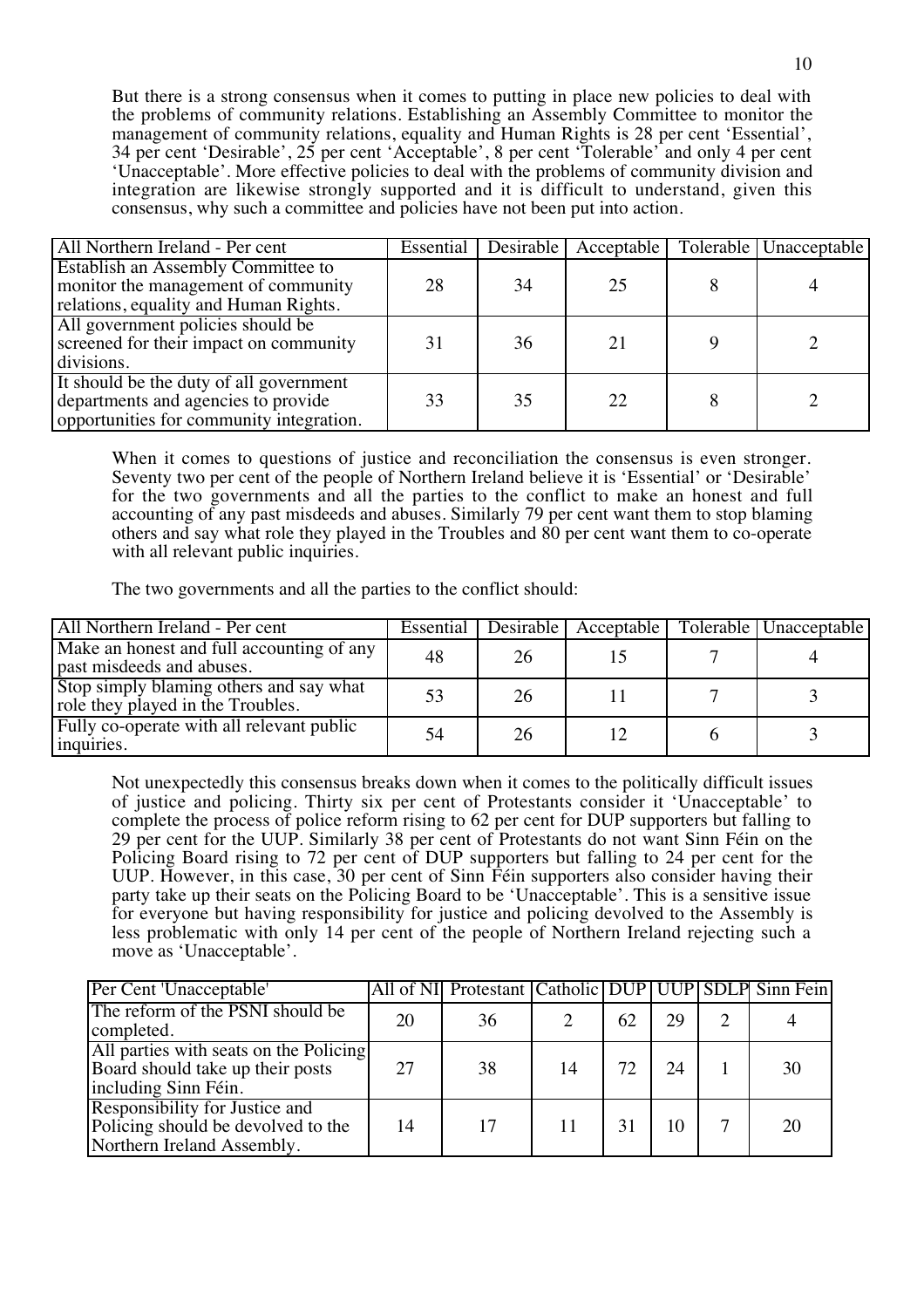But there is a strong consensus when it comes to putting in place new policies to deal with the problems of community relations. Establishing an Assembly Committee to monitor the management of community relations, equality and Human Rights is 28 per cent 'Essential', 34 per cent 'Desirable', 25 per cent 'Acceptable', 8 per cent 'Tolerable' and only 4 per cent 'Unacceptable'. More effective policies to deal with the problems of community division and integration are likewise strongly supported and it is difficult to understand, given this consensus, why such a committee and policies have not been put into action.

| All Northern Ireland - Per cent | Essential | Desirable | Acceptable | Tolerable | Unacceptable |
|---|---|---|---|---|---|
| Establish an Assembly Committee to monitor the management of community relations, equality and Human Rights. | 28 | 34 | 25 | 8 | 4 |
| All government policies should be screened for their impact on community divisions. | 31 | 36 | 21 | 9 | 2 |
| It should be the duty of all government departments and agencies to provide opportunities for community integration. | 33 | 35 | 22 | 8 | 2 |

When it comes to questions of justice and reconciliation the consensus is even stronger. Seventy two per cent of the people of Northern Ireland believe it is 'Essential' or 'Desirable' for the two governments and all the parties to the conflict to make an honest and full accounting of any past misdeeds and abuses. Similarly 79 per cent want them to stop blaming others and say what role they played in the Troubles and 80 per cent want them to co-operate with all relevant public inquiries.

The two governments and all the parties to the conflict should:

| All Northern Ireland - Per cent | Essential | Desirable | Acceptable | Tolerable | Unacceptable |
|---|---|---|---|---|---|
| Make an honest and full accounting of any past misdeeds and abuses. | 48 | 26 | 15 | 7 | 4 |
| Stop simply blaming others and say what role they played in the Troubles. | 53 | 26 | 11 | 7 | 3 |
| Fully co-operate with all relevant public inquiries. | 54 | 26 | 12 | 6 | 3 |

Not unexpectedly this consensus breaks down when it comes to the politically difficult issues of justice and policing. Thirty six per cent of Protestants consider it 'Unacceptable' to complete the process of police reform rising to 62 per cent for DUP supporters but falling to 29 per cent for the UUP. Similarly 38 per cent of Protestants do not want Sinn Féin on the Policing Board rising to 72 per cent of DUP supporters but falling to 24 per cent for the UUP. However, in this case, 30 per cent of Sinn Féin supporters also consider having their party take up their seats on the Policing Board to be 'Unacceptable'. This is a sensitive issue for everyone but having responsibility for justice and policing devolved to the Assembly is less problematic with only 14 per cent of the people of Northern Ireland rejecting such a move as 'Unacceptable'.

| Per Cent 'Unacceptable' | All of NI | Protestant | Catholic | DUP | UUP | SDLP | Sinn Fein |
|---|---|---|---|---|---|---|---|
| The reform of the PSNI should be completed. | 20 | 36 | 2 | 62 | 29 | 2 | 4 |
| All parties with seats on the Policing Board should take up their posts including Sinn Féin. | 27 | 38 | 14 | 72 | 24 | 1 | 30 |
| Responsibility for Justice and Policing should be devolved to the Northern Ireland Assembly. | 14 | 17 | 11 | 31 | 10 | 7 | 20 |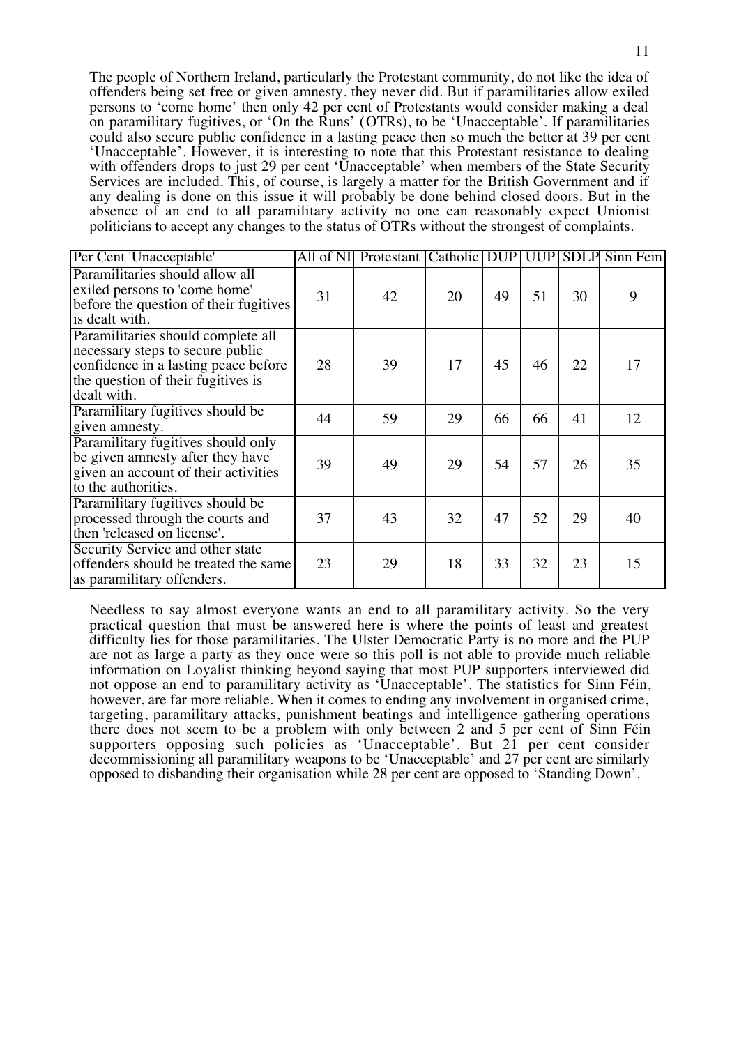The people of Northern Ireland, particularly the Protestant community, do not like the idea of offenders being set free or given amnesty, they never did. But if paramilitaries allow exiled persons to 'come home' then only 42 per cent of Protestants would consider making a deal on paramilitary fugitives, or 'On the Runs' (OTRs), to be 'Unacceptable'. If paramilitaries could also secure public confidence in a lasting peace then so much the better at 39 per cent 'Unacceptable'. However, it is interesting to note that this Protestant resistance to dealing with offenders drops to just 29 per cent 'Unacceptable' when members of the State Security Services are included. This, of course, is largely a matter for the British Government and if any dealing is done on this issue it will probably be done behind closed doors. But in the absence of an end to all paramilitary activity no one can reasonably expect Unionist politicians to accept any changes to the status of OTRs without the strongest of complaints.

| Per Cent 'Unacceptable' | All of NI | Protestant | Catholic | DUP | UUP | SDLP | Sinn Fein |
|---|---|---|---|---|---|---|---|
| Paramilitaries should allow all exiled persons to 'come home' before the question of their fugitives is dealt with. | 31 | 42 | 20 | 49 | 51 | 30 | 9 |
| Paramilitaries should complete all necessary steps to secure public confidence in a lasting peace before the question of their fugitives is dealt with. | 28 | 39 | 17 | 45 | 46 | 22 | 17 |
| Paramilitary fugitives should be given amnesty. | 44 | 59 | 29 | 66 | 66 | 41 | 12 |
| Paramilitary fugitives should only be given amnesty after they have given an account of their activities to the authorities. | 39 | 49 | 29 | 54 | 57 | 26 | 35 |
| Paramilitary fugitives should be processed through the courts and then 'released on license'. | 37 | 43 | 32 | 47 | 52 | 29 | 40 |
| Security Service and other state offenders should be treated the same as paramilitary offenders. | 23 | 29 | 18 | 33 | 32 | 23 | 15 |

Needless to say almost everyone wants an end to all paramilitary activity. So the very practical question that must be answered here is where the points of least and greatest difficulty lies for those paramilitaries. The Ulster Democratic Party is no more and the PUP are not as large a party as they once were so this poll is not able to provide much reliable information on Loyalist thinking beyond saying that most PUP supporters interviewed did not oppose an end to paramilitary activity as 'Unacceptable'. The statistics for Sinn Féin, however, are far more reliable. When it comes to ending any involvement in organised crime, targeting, paramilitary attacks, punishment beatings and intelligence gathering operations there does not seem to be a problem with only between 2 and 5 per cent of Sinn Féin supporters opposing such policies as 'Unacceptable'. But 21 per cent consider decommissioning all paramilitary weapons to be 'Unacceptable' and 27 per cent are similarly opposed to disbanding their organisation while 28 per cent are opposed to 'Standing Down'.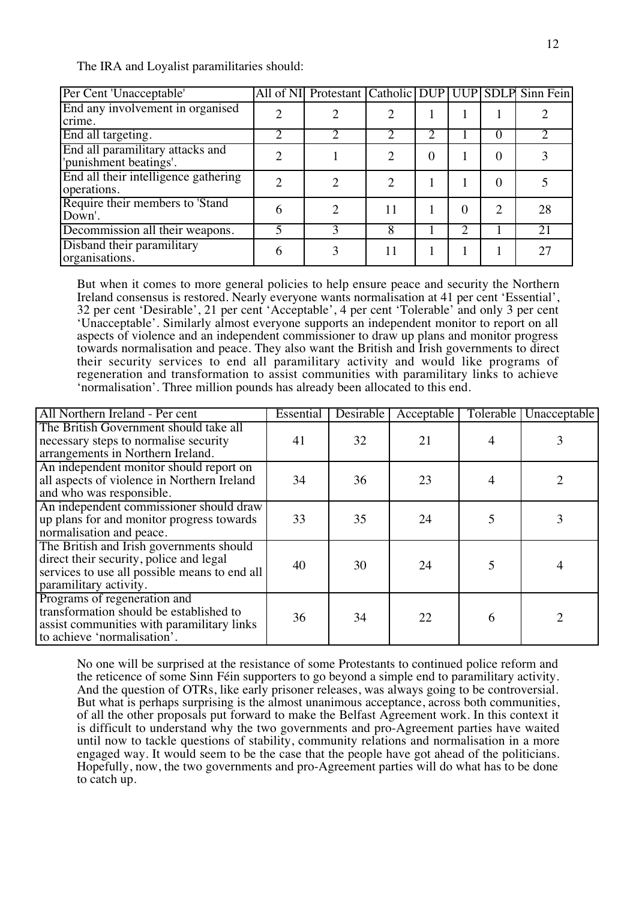The IRA and Loyalist paramilitaries should:

| Per Cent 'Unacceptable' | All of NI | Protestant | Catholic | DUP | UUP | SDLP | Sinn Fein |
|---|---|---|---|---|---|---|---|
| End any involvement in organised crime. | 2 | 2 | 2 | 1 | 1 | 1 | 2 |
| End all targeting. | 2 | 2 | 2 | 2 | 1 | 0 | 2 |
| End all paramilitary attacks and 'punishment beatings'. | 2 | 1 | 2 | 0 | 1 | 0 | 3 |
| End all their intelligence gathering operations. | 2 | 2 | 2 | 1 | 1 | 0 | 5 |
| Require their members to 'Stand Down'. | 6 | 2 | 11 | 1 | 0 | 2 | 28 |
| Decommission all their weapons. | 5 | 3 | 8 | 1 | 2 | 1 | 21 |
| Disband their paramilitary organisations. | 6 | 3 | 11 | 1 | 1 | 1 | 27 |

But when it comes to more general policies to help ensure peace and security the Northern Ireland consensus is restored. Nearly everyone wants normalisation at 41 per cent 'Essential', 32 per cent 'Desirable', 21 per cent 'Acceptable', 4 per cent 'Tolerable' and only 3 per cent 'Unacceptable'. Similarly almost everyone supports an independent monitor to report on all aspects of violence and an independent commissioner to draw up plans and monitor progress towards normalisation and peace. They also want the British and Irish governments to direct their security services to end all paramilitary activity and would like programs of regeneration and transformation to assist communities with paramilitary links to achieve 'normalisation'. Three million pounds has already been allocated to this end.

| All Northern Ireland - Per cent | Essential | Desirable | Acceptable | Tolerable | Unacceptable |
|---|---|---|---|---|---|
| The British Government should take all necessary steps to normalise security arrangements in Northern Ireland. | 41 | 32 | 21 | 4 | 3 |
| An independent monitor should report on all aspects of violence in Northern Ireland and who was responsible. | 34 | 36 | 23 | 4 | 2 |
| An independent commissioner should draw up plans for and monitor progress towards normalisation and peace. | 33 | 35 | 24 | 5 | 3 |
| The British and Irish governments should direct their security, police and legal services to use all possible means to end all paramilitary activity. | 40 | 30 | 24 | 5 | 4 |
| Programs of regeneration and transformation should be established to assist communities with paramilitary links to achieve 'normalisation'. | 36 | 34 | 22 | 6 | 2 |

No one will be surprised at the resistance of some Protestants to continued police reform and the reticence of some Sinn Féin supporters to go beyond a simple end to paramilitary activity. And the question of OTRs, like early prisoner releases, was always going to be controversial. But what is perhaps surprising is the almost unanimous acceptance, across both communities, of all the other proposals put forward to make the Belfast Agreement work. In this context it is difficult to understand why the two governments and pro-Agreement parties have waited until now to tackle questions of stability, community relations and normalisation in a more engaged way. It would seem to be the case that the people have got ahead of the politicians. Hopefully, now, the two governments and pro-Agreement parties will do what has to be done to catch up.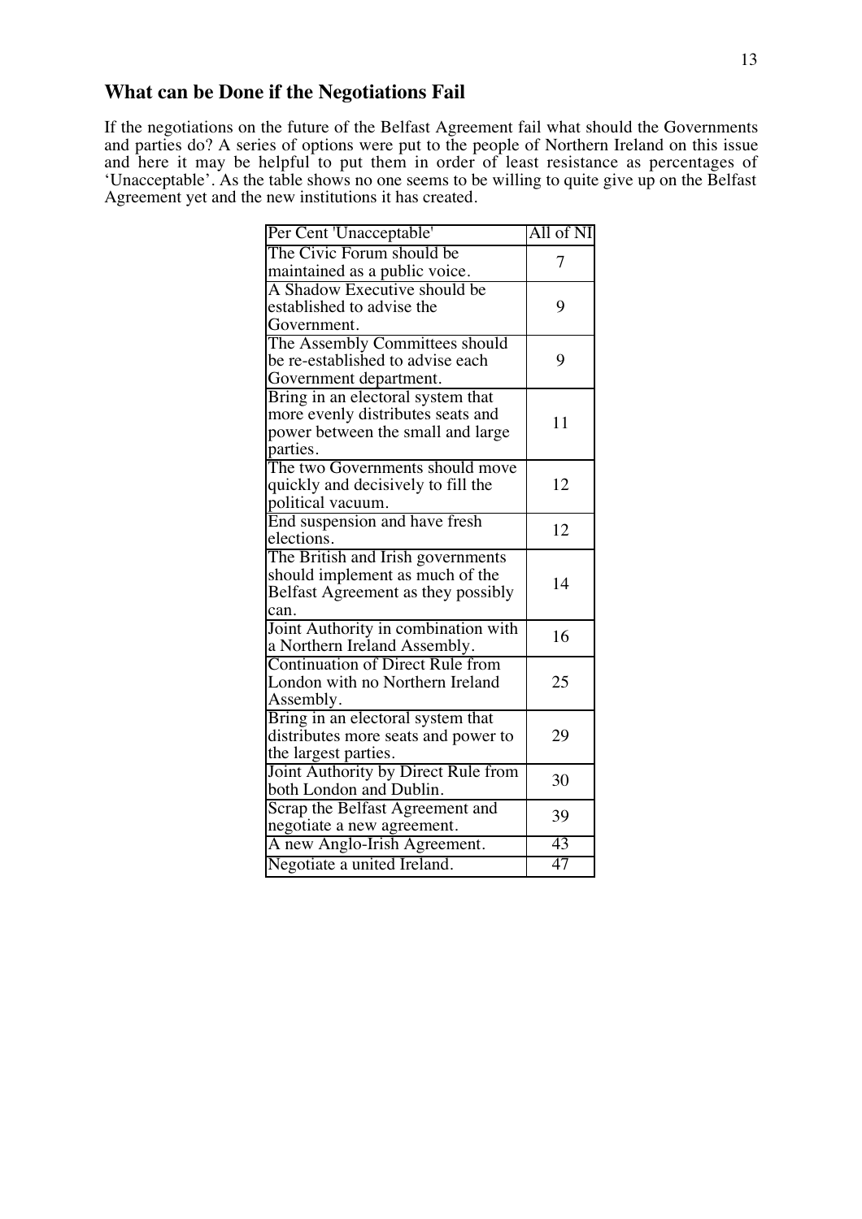## What can be Done if the Negotiations Fail

If the negotiations on the future of the Belfast Agreement fail what should the Governments and parties do? A series of options were put to the people of Northern Ireland on this issue and here it may be helpful to put them in order of least resistance as percentages of 'Unacceptable'. As the table shows no one seems to be willing to quite give up on the Belfast Agreement yet and the new institutions it has created.

| Per Cent 'Unacceptable' | All of NI |
|---|---|
| The Civic Forum should be maintained as a public voice. | 7 |
| A Shadow Executive should be established to advise the Government. | 9 |
| The Assembly Committees should be re-established to advise each Government department. | 9 |
| Bring in an electoral system that more evenly distributes seats and power between the small and large parties. | 11 |
| The two Governments should move quickly and decisively to fill the political vacuum. | 12 |
| End suspension and have fresh elections. | 12 |
| The British and Irish governments should implement as much of the Belfast Agreement as they possibly can. | 14 |
| Joint Authority in combination with a Northern Ireland Assembly. | 16 |
| Continuation of Direct Rule from London with no Northern Ireland Assembly. | 25 |
| Bring in an electoral system that distributes more seats and power to the largest parties. | 29 |
| Joint Authority by Direct Rule from both London and Dublin. | 30 |
| Scrap the Belfast Agreement and negotiate a new agreement. | 39 |
| A new Anglo-Irish Agreement. | 43 |
| Negotiate a united Ireland. | 47 |